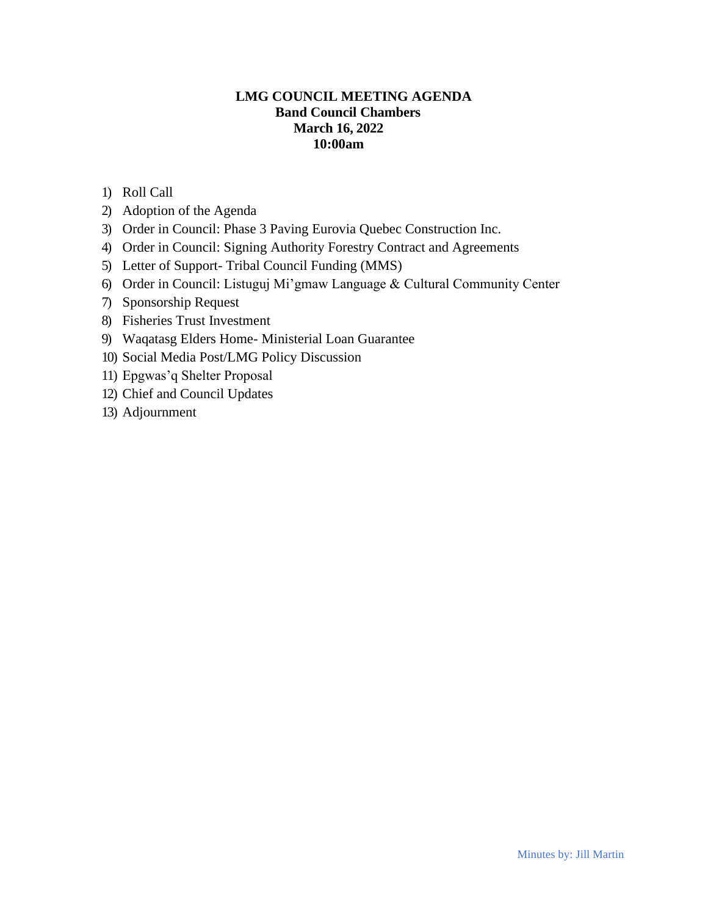# LMG COUNCIL MEETING AGENDA
## Band Council Chambers
## March 16, 2022
## 10:00am

1) Roll Call
2) Adoption of the Agenda
3) Order in Council: Phase 3 Paving Eurovia Quebec Construction Inc.
4) Order in Council: Signing Authority Forestry Contract and Agreements
5) Letter of Support- Tribal Council Funding (MMS)
6) Order in Council: Listuguj Mi'gmaw Language & Cultural Community Center
7) Sponsorship Request
8) Fisheries Trust Investment
9) Waqatasg Elders Home- Ministerial Loan Guarantee
10) Social Media Post/LMG Policy Discussion
11) Epgwas'q Shelter Proposal
12) Chief and Council Updates
13) Adjournment

Minutes by: Jill Martin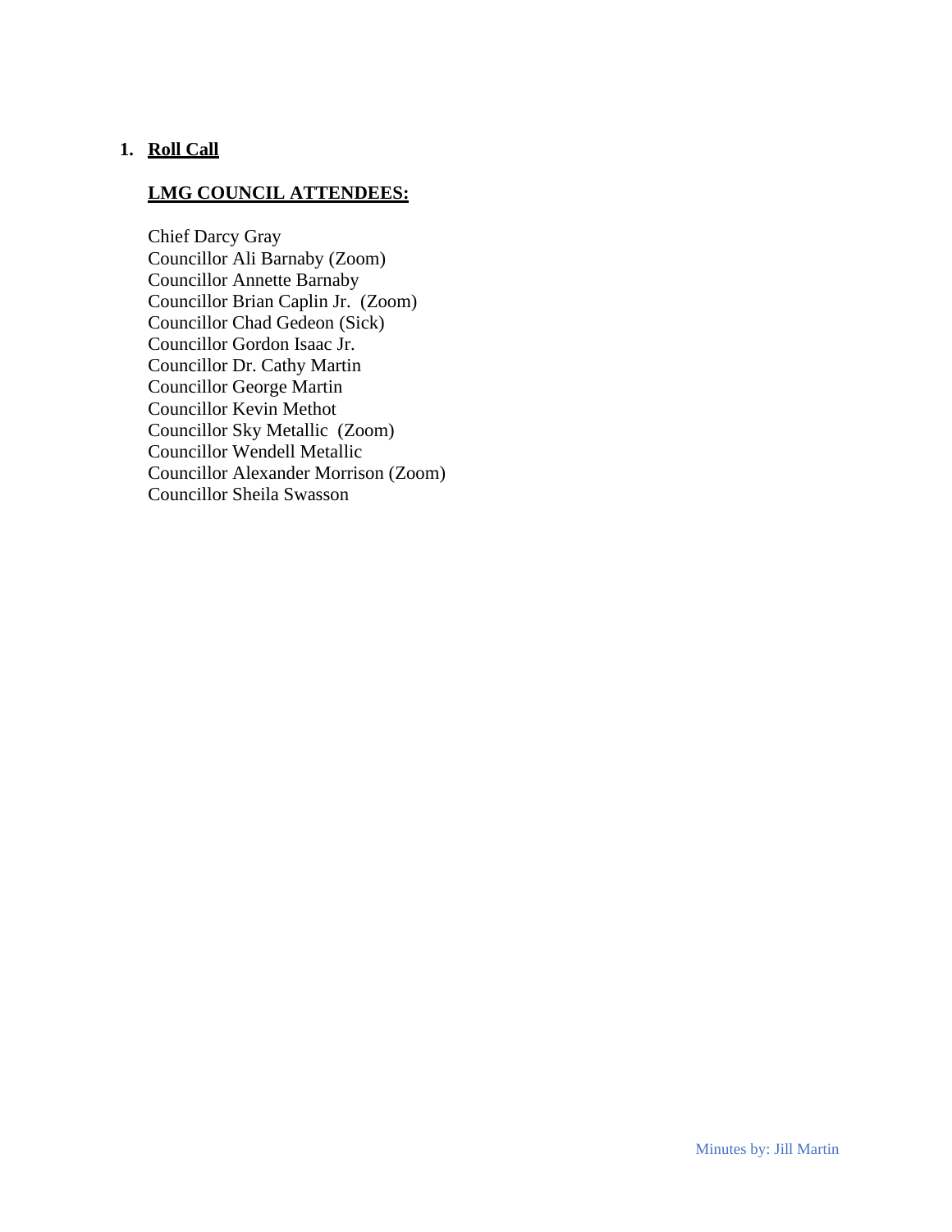1. **Roll Call**

**LMG COUNCIL ATTENDEES:**

Chief Darcy Gray
Councillor Ali Barnaby (Zoom)
Councillor Annette Barnaby
Councillor Brian Caplin Jr. (Zoom)
Councillor Chad Gedeon (Sick)
Councillor Gordon Isaac Jr.
Councillor Dr. Cathy Martin
Councillor George Martin
Councillor Kevin Methot
Councillor Sky Metallic (Zoom)
Councillor Wendell Metallic
Councillor Alexander Morrison (Zoom)
Councillor Sheila Swasson

Minutes by: Jill Martin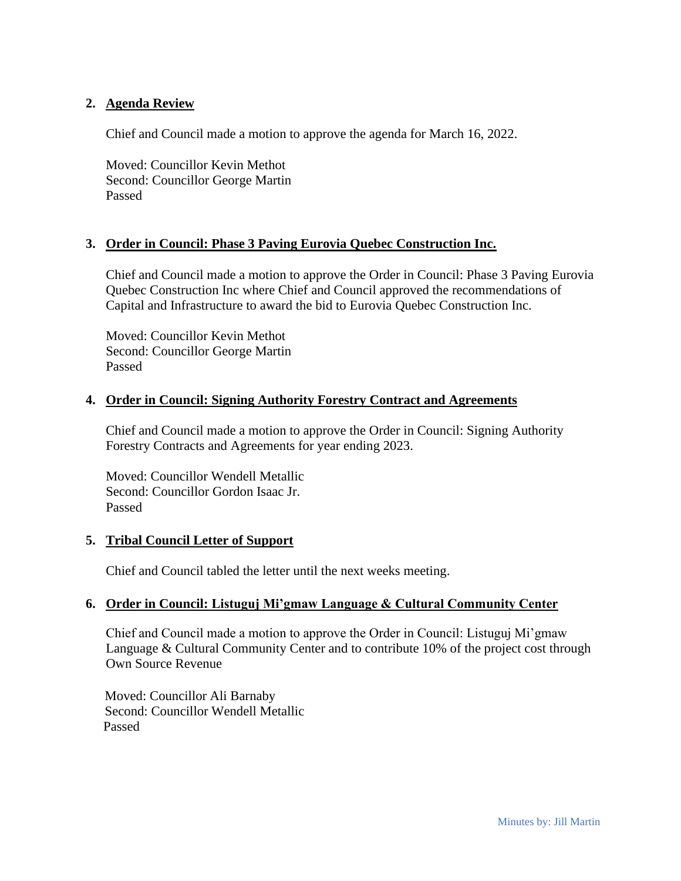## 2. Agenda Review

Chief and Council made a motion to approve the agenda for March 16, 2022.

Moved: Councillor Kevin Methot
Second: Councillor George Martin
Passed

## 3. Order in Council: Phase 3 Paving Eurovia Quebec Construction Inc.

Chief and Council made a motion to approve the Order in Council: Phase 3 Paving Eurovia Quebec Construction Inc where Chief and Council approved the recommendations of Capital and Infrastructure to award the bid to Eurovia Quebec Construction Inc.

Moved: Councillor Kevin Methot
Second: Councillor George Martin
Passed

## 4. Order in Council: Signing Authority Forestry Contract and Agreements

Chief and Council made a motion to approve the Order in Council: Signing Authority Forestry Contracts and Agreements for year ending 2023.

Moved: Councillor Wendell Metallic
Second: Councillor Gordon Isaac Jr.
Passed

## 5. Tribal Council Letter of Support

Chief and Council tabled the letter until the next weeks meeting.

## 6. Order in Council: Listuguj Mi'gmaw Language & Cultural Community Center

Chief and Council made a motion to approve the Order in Council: Listuguj Mi'gmaw Language & Cultural Community Center and to contribute 10% of the project cost through Own Source Revenue

Moved: Councillor Ali Barnaby
Second: Councillor Wendell Metallic
Passed

Minutes by: Jill Martin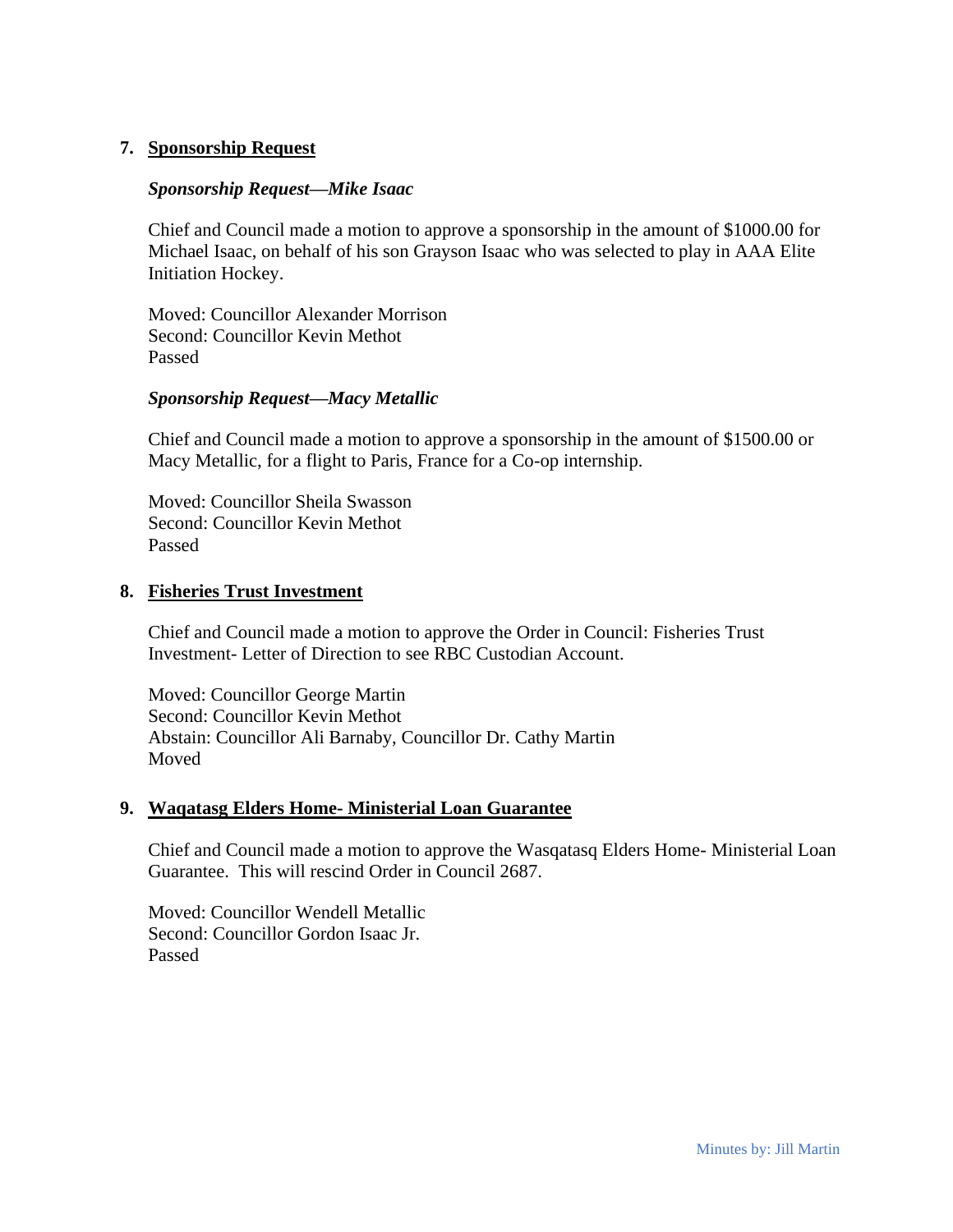## 7. Sponsorship Request

***Sponsorship Request—Mike Isaac***

Chief and Council made a motion to approve a sponsorship in the amount of $1000.00 for Michael Isaac, on behalf of his son Grayson Isaac who was selected to play in AAA Elite Initiation Hockey.

Moved: Councillor Alexander Morrison
Second: Councillor Kevin Methot
Passed

***Sponsorship Request—Macy Metallic***

Chief and Council made a motion to approve a sponsorship in the amount of $1500.00 or Macy Metallic, for a flight to Paris, France for a Co-op internship.

Moved: Councillor Sheila Swasson
Second: Councillor Kevin Methot
Passed

## 8. Fisheries Trust Investment

Chief and Council made a motion to approve the Order in Council: Fisheries Trust Investment- Letter of Direction to see RBC Custodian Account.

Moved: Councillor George Martin
Second: Councillor Kevin Methot
Abstain: Councillor Ali Barnaby, Councillor Dr. Cathy Martin
Moved

## 9. Waqatasg Elders Home- Ministerial Loan Guarantee

Chief and Council made a motion to approve the Wasqatasq Elders Home- Ministerial Loan Guarantee. This will rescind Order in Council 2687.

Moved: Councillor Wendell Metallic
Second: Councillor Gordon Isaac Jr.
Passed

Minutes by: Jill Martin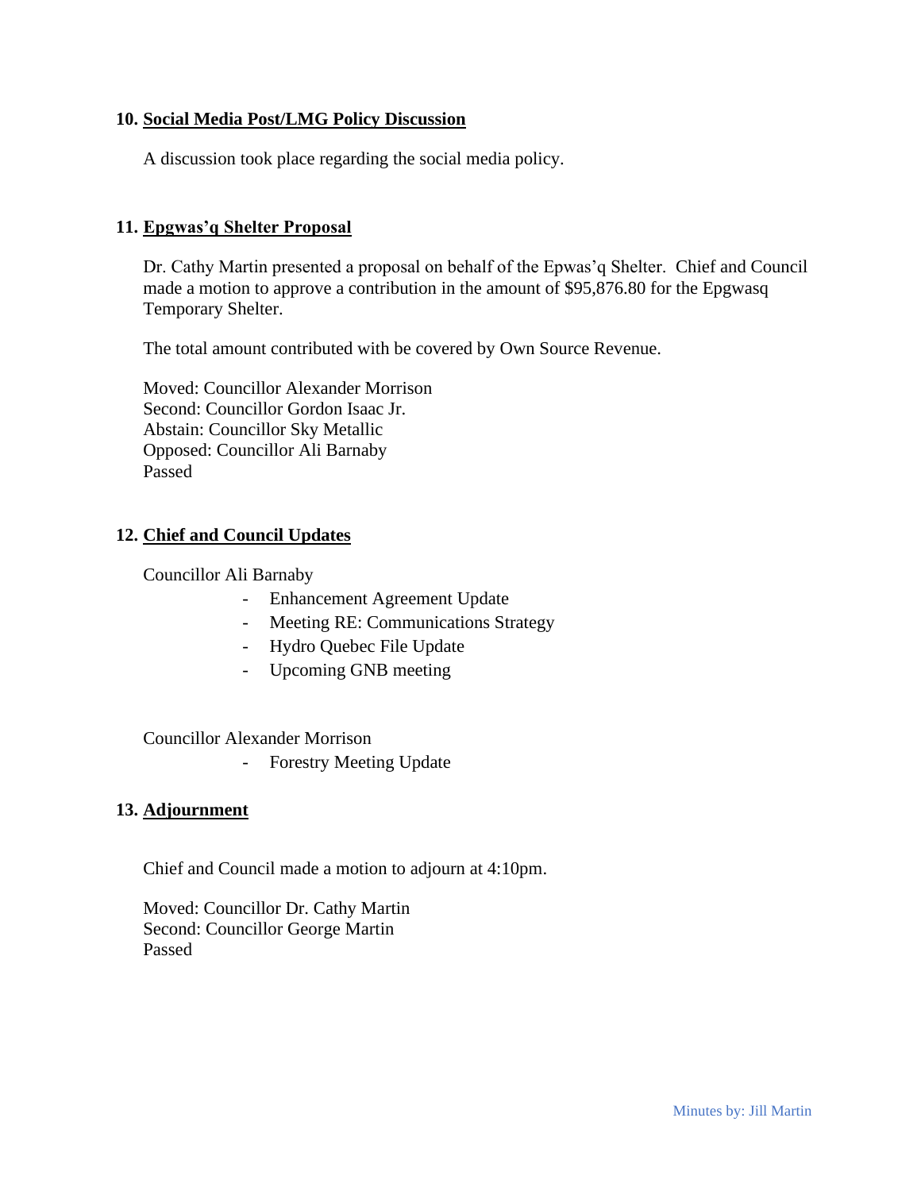**10. Social Media Post/LMG Policy Discussion**

A discussion took place regarding the social media policy.

**11. Epgwas'q Shelter Proposal**

Dr. Cathy Martin presented a proposal on behalf of the Epwas'q Shelter. Chief and Council made a motion to approve a contribution in the amount of $95,876.80 for the Epgwasq Temporary Shelter.

The total amount contributed with be covered by Own Source Revenue.

Moved: Councillor Alexander Morrison
Second: Councillor Gordon Isaac Jr.
Abstain: Councillor Sky Metallic
Opposed: Councillor Ali Barnaby
Passed

**12. Chief and Council Updates**

Councillor Ali Barnaby

- Enhancement Agreement Update
- Meeting RE: Communications Strategy
- Hydro Quebec File Update
- Upcoming GNB meeting

Councillor Alexander Morrison

- Forestry Meeting Update

**13. Adjournment**

Chief and Council made a motion to adjourn at 4:10pm.

Moved: Councillor Dr. Cathy Martin
Second: Councillor George Martin
Passed

Minutes by: Jill Martin